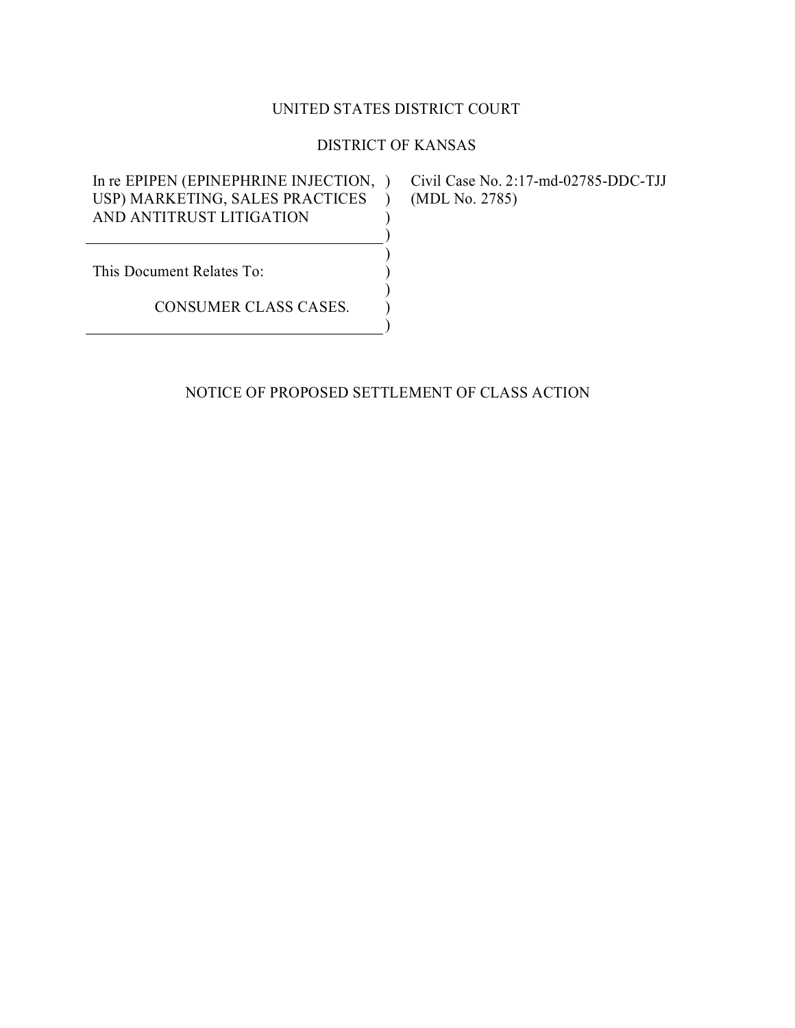UNITED STATES DISTRICT COURT

DISTRICT OF KANSAS

| | |
|---|---|
| In re EPIPEN (EPINEPHRINE INJECTION, USP) MARKETING, SALES PRACTICES AND ANTITRUST LITIGATION | Civil Case No. 2:17-md-02785-DDC-TJJ (MDL No. 2785) |
| This Document Relates To: CONSUMER CLASS CASES. | |

# NOTICE OF PROPOSED SETTLEMENT OF CLASS ACTION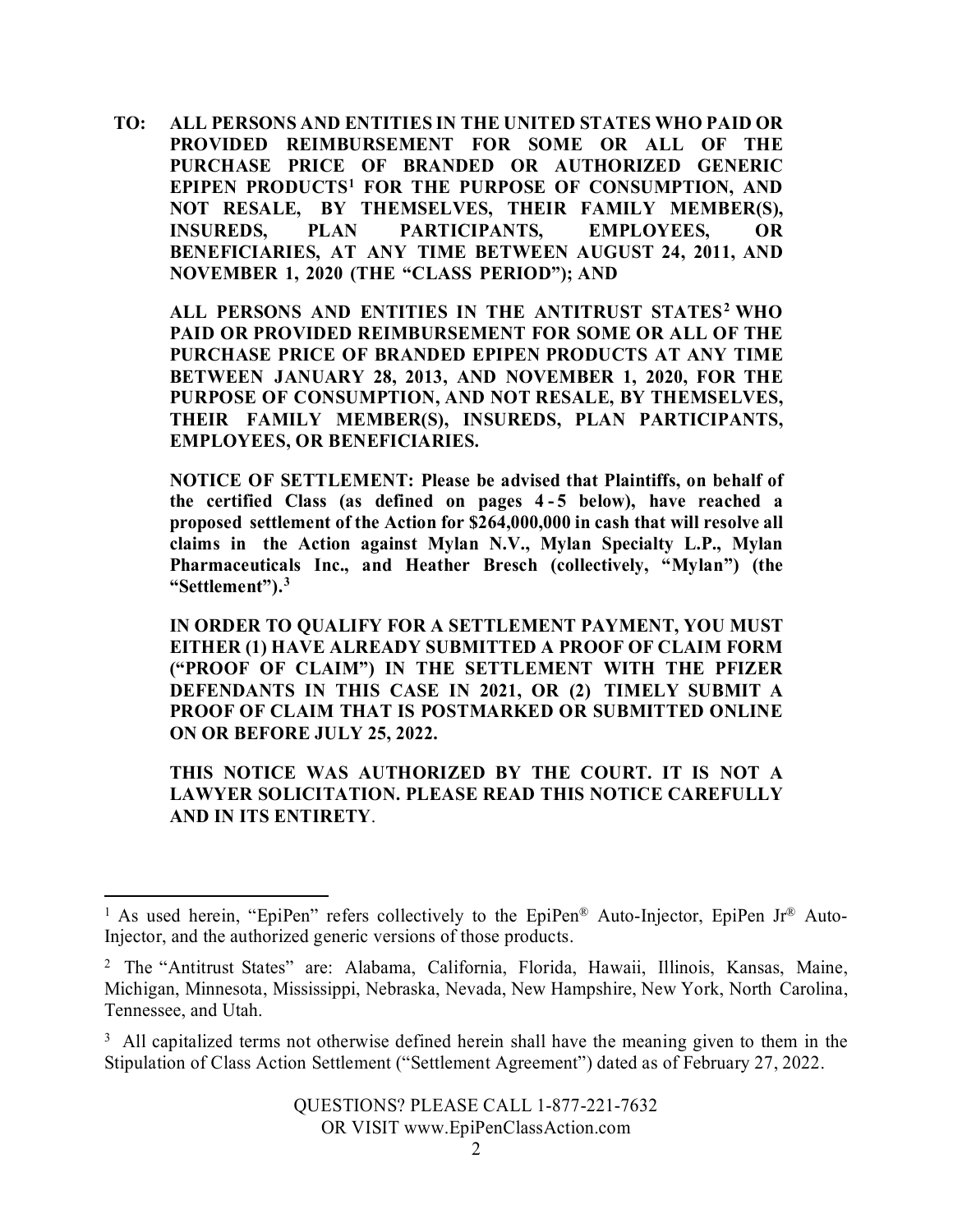**TO: ALL PERSONS AND ENTITIES IN THE UNITED STATES WHO PAID OR PROVIDED REIMBURSEMENT FOR SOME OR ALL OF THE PURCHASE PRICE OF BRANDED OR AUTHORIZED GENERIC EPIPEN PRODUCTS[1] FOR THE PURPOSE OF CONSUMPTION, AND NOT RESALE, BY THEMSELVES, THEIR FAMILY MEMBER(S), INSUREDS, PLAN PARTICIPANTS, EMPLOYEES, OR BENEFICIARIES, AT ANY TIME BETWEEN AUGUST 24, 2011, AND NOVEMBER 1, 2020 (THE "CLASS PERIOD"); AND**

**ALL PERSONS AND ENTITIES IN THE ANTITRUST STATES[2] WHO PAID OR PROVIDED REIMBURSEMENT FOR SOME OR ALL OF THE PURCHASE PRICE OF BRANDED EPIPEN PRODUCTS AT ANY TIME BETWEEN JANUARY 28, 2013, AND NOVEMBER 1, 2020, FOR THE PURPOSE OF CONSUMPTION, AND NOT RESALE, BY THEMSELVES, THEIR FAMILY MEMBER(S), INSUREDS, PLAN PARTICIPANTS, EMPLOYEES, OR BENEFICIARIES.**

**NOTICE OF SETTLEMENT: Please be advised that Plaintiffs, on behalf of the certified Class (as defined on pages 4-5 below), have reached a proposed settlement of the Action for $264,000,000 in cash that will resolve all claims in the Action against Mylan N.V., Mylan Specialty L.P., Mylan Pharmaceuticals Inc., and Heather Bresch (collectively, "Mylan") (the "Settlement").[3]**

**IN ORDER TO QUALIFY FOR A SETTLEMENT PAYMENT, YOU MUST EITHER (1) HAVE ALREADY SUBMITTED A PROOF OF CLAIM FORM ("PROOF OF CLAIM") IN THE SETTLEMENT WITH THE PFIZER DEFENDANTS IN THIS CASE IN 2021, OR (2) TIMELY SUBMIT A PROOF OF CLAIM THAT IS POSTMARKED OR SUBMITTED ONLINE ON OR BEFORE JULY 25, 2022.**

**THIS NOTICE WAS AUTHORIZED BY THE COURT. IT IS NOT A LAWYER SOLICITATION. PLEASE READ THIS NOTICE CAREFULLY AND IN ITS ENTIRETY.**

---

[1] As used herein, "EpiPen" refers collectively to the EpiPen® Auto-Injector, EpiPen Jr® Auto-Injector, and the authorized generic versions of those products.

[2] The "Antitrust States" are: Alabama, California, Florida, Hawaii, Illinois, Kansas, Maine, Michigan, Minnesota, Mississippi, Nebraska, Nevada, New Hampshire, New York, North Carolina, Tennessee, and Utah.

[3] All capitalized terms not otherwise defined herein shall have the meaning given to them in the Stipulation of Class Action Settlement ("Settlement Agreement") dated as of February 27, 2022.

QUESTIONS? PLEASE CALL 1-877-221-7632
OR VISIT www.EpiPenClassAction.com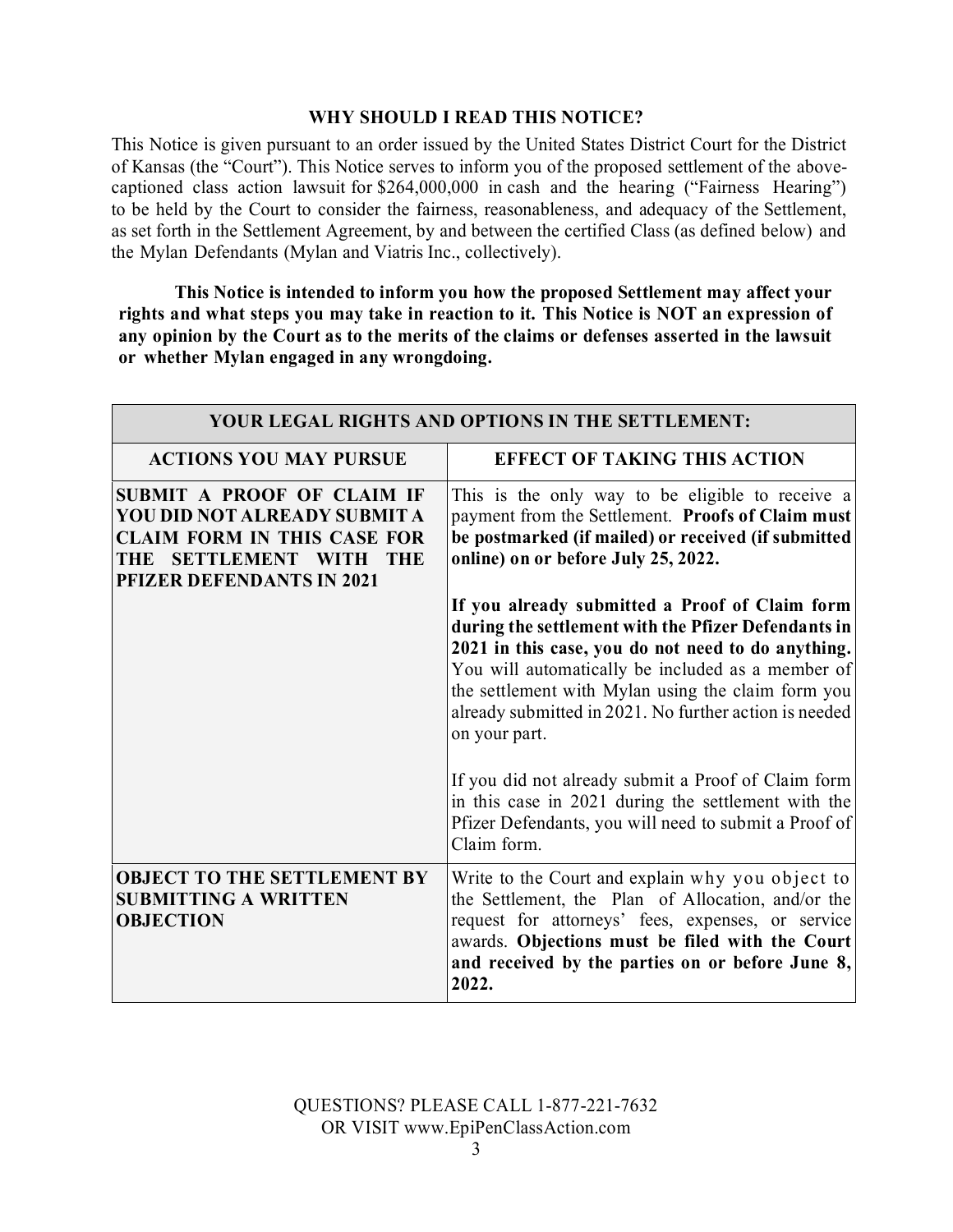## WHY SHOULD I READ THIS NOTICE?

This Notice is given pursuant to an order issued by the United States District Court for the District of Kansas (the "Court"). This Notice serves to inform you of the proposed settlement of the above-captioned class action lawsuit for $264,000,000 in cash and the hearing ("Fairness Hearing") to be held by the Court to consider the fairness, reasonableness, and adequacy of the Settlement, as set forth in the Settlement Agreement, by and between the certified Class (as defined below) and the Mylan Defendants (Mylan and Viatris Inc., collectively).

**This Notice is intended to inform you how the proposed Settlement may affect your rights and what steps you may take in reaction to it. This Notice is NOT an expression of any opinion by the Court as to the merits of the claims or defenses asserted in the lawsuit or whether Mylan engaged in any wrongdoing.**

| YOUR LEGAL RIGHTS AND OPTIONS IN THE SETTLEMENT: | |
|---|---|
| **ACTIONS YOU MAY PURSUE** | **EFFECT OF TAKING THIS ACTION** |
| **SUBMIT A PROOF OF CLAIM IF YOU DID NOT ALREADY SUBMIT A CLAIM FORM IN THIS CASE FOR THE SETTLEMENT WITH THE PFIZER DEFENDANTS IN 2021** | This is the only way to be eligible to receive a payment from the Settlement. **Proofs of Claim must be postmarked (if mailed) or received (if submitted online) on or before July 25, 2022.**<br><br>**If you already submitted a Proof of Claim form during the settlement with the Pfizer Defendants in 2021 in this case, you do not need to do anything.** You will automatically be included as a member of the settlement with Mylan using the claim form you already submitted in 2021. No further action is needed on your part.<br><br>If you did not already submit a Proof of Claim form in this case in 2021 during the settlement with the Pfizer Defendants, you will need to submit a Proof of Claim form. |
| **OBJECT TO THE SETTLEMENT BY SUBMITTING A WRITTEN OBJECTION** | Write to the Court and explain why you object to the Settlement, the Plan of Allocation, and/or the request for attorneys' fees, expenses, or service awards. **Objections must be filed with the Court and received by the parties on or before June 8, 2022.** |

QUESTIONS? PLEASE CALL 1-877-221-7632
OR VISIT www.EpiPenClassAction.com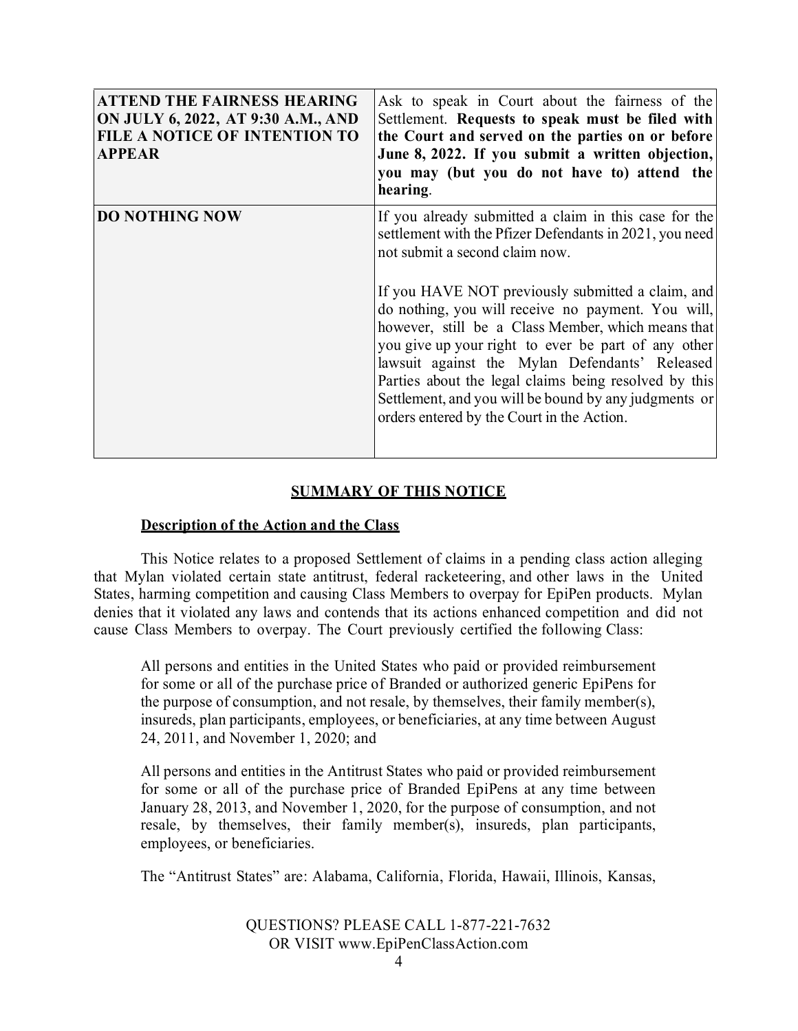| | |
|---|---|
| **ATTEND THE FAIRNESS HEARING ON JULY 6, 2022, AT 9:30 A.M., AND FILE A NOTICE OF INTENTION TO APPEAR** | Ask to speak in Court about the fairness of the Settlement. **Requests to speak must be filed with the Court and served on the parties on or before June 8, 2022. If you submit a written objection, you may (but you do not have to) attend the hearing**. |
| **DO NOTHING NOW** | If you already submitted a claim in this case for the settlement with the Pfizer Defendants in 2021, you need not submit a second claim now.<br><br>If you HAVE NOT previously submitted a claim, and do nothing, you will receive no payment. You will, however, still be a Class Member, which means that you give up your right to ever be part of any other lawsuit against the Mylan Defendants' Released Parties about the legal claims being resolved by this Settlement, and you will be bound by any judgments or orders entered by the Court in the Action. |

## SUMMARY OF THIS NOTICE

### Description of the Action and the Class

This Notice relates to a proposed Settlement of claims in a pending class action alleging that Mylan violated certain state antitrust, federal racketeering, and other laws in the United States, harming competition and causing Class Members to overpay for EpiPen products. Mylan denies that it violated any laws and contends that its actions enhanced competition and did not cause Class Members to overpay. The Court previously certified the following Class:

> All persons and entities in the United States who paid or provided reimbursement for some or all of the purchase price of Branded or authorized generic EpiPens for the purpose of consumption, and not resale, by themselves, their family member(s), insureds, plan participants, employees, or beneficiaries, at any time between August 24, 2011, and November 1, 2020; and
>
> All persons and entities in the Antitrust States who paid or provided reimbursement for some or all of the purchase price of Branded EpiPens at any time between January 28, 2013, and November 1, 2020, for the purpose of consumption, and not resale, by themselves, their family member(s), insureds, plan participants, employees, or beneficiaries.
>
> The "Antitrust States" are: Alabama, California, Florida, Hawaii, Illinois, Kansas,

QUESTIONS? PLEASE CALL 1-877-221-7632
OR VISIT www.EpiPenClassAction.com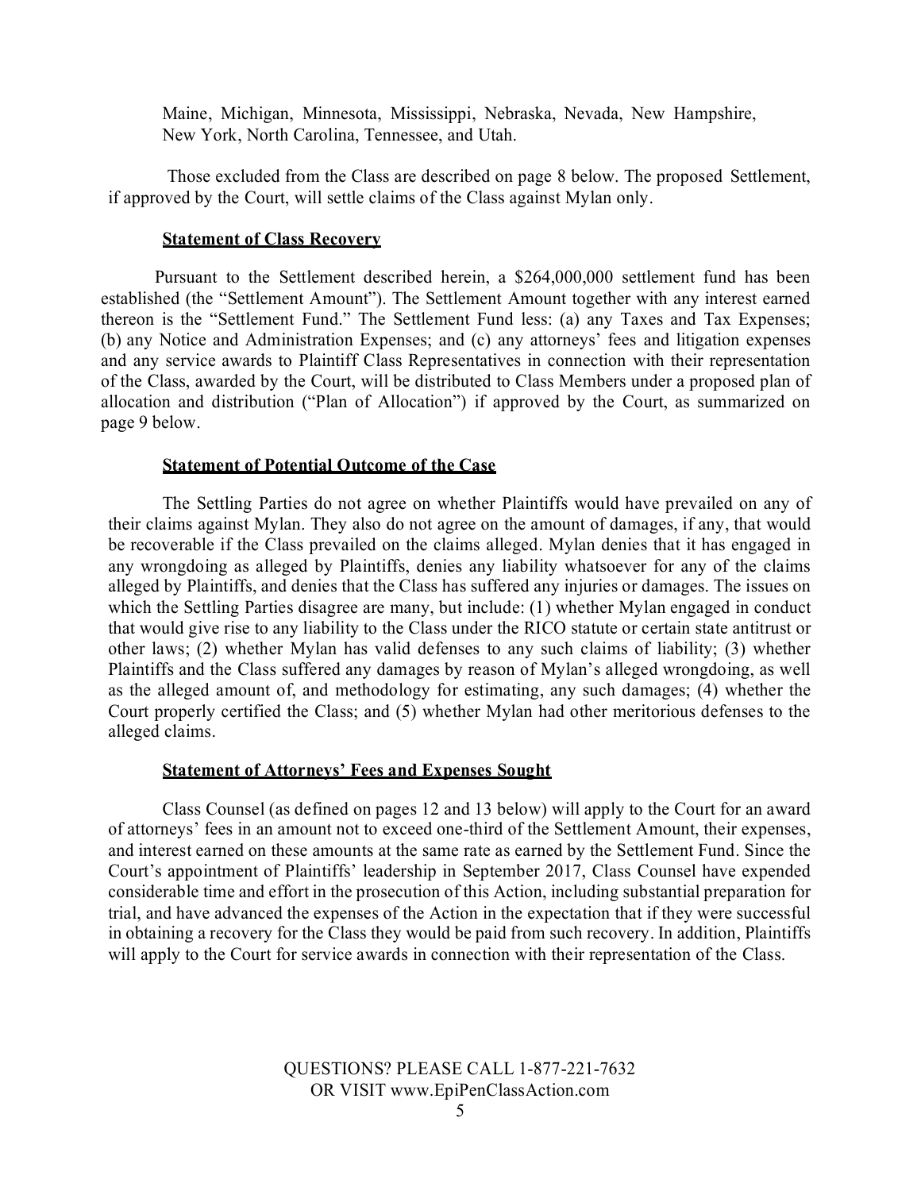Maine, Michigan, Minnesota, Mississippi, Nebraska, Nevada, New Hampshire, New York, North Carolina, Tennessee, and Utah.

Those excluded from the Class are described on page 8 below. The proposed Settlement, if approved by the Court, will settle claims of the Class against Mylan only.

**Statement of Class Recovery**

Pursuant to the Settlement described herein, a $264,000,000 settlement fund has been established (the "Settlement Amount"). The Settlement Amount together with any interest earned thereon is the "Settlement Fund." The Settlement Fund less: (a) any Taxes and Tax Expenses; (b) any Notice and Administration Expenses; and (c) any attorneys' fees and litigation expenses and any service awards to Plaintiff Class Representatives in connection with their representation of the Class, awarded by the Court, will be distributed to Class Members under a proposed plan of allocation and distribution ("Plan of Allocation") if approved by the Court, as summarized on page 9 below.

**Statement of Potential Outcome of the Case**

The Settling Parties do not agree on whether Plaintiffs would have prevailed on any of their claims against Mylan. They also do not agree on the amount of damages, if any, that would be recoverable if the Class prevailed on the claims alleged. Mylan denies that it has engaged in any wrongdoing as alleged by Plaintiffs, denies any liability whatsoever for any of the claims alleged by Plaintiffs, and denies that the Class has suffered any injuries or damages. The issues on which the Settling Parties disagree are many, but include: (1) whether Mylan engaged in conduct that would give rise to any liability to the Class under the RICO statute or certain state antitrust or other laws; (2) whether Mylan has valid defenses to any such claims of liability; (3) whether Plaintiffs and the Class suffered any damages by reason of Mylan's alleged wrongdoing, as well as the alleged amount of, and methodology for estimating, any such damages; (4) whether the Court properly certified the Class; and (5) whether Mylan had other meritorious defenses to the alleged claims.

**Statement of Attorneys' Fees and Expenses Sought**

Class Counsel (as defined on pages 12 and 13 below) will apply to the Court for an award of attorneys' fees in an amount not to exceed one-third of the Settlement Amount, their expenses, and interest earned on these amounts at the same rate as earned by the Settlement Fund. Since the Court's appointment of Plaintiffs' leadership in September 2017, Class Counsel have expended considerable time and effort in the prosecution of this Action, including substantial preparation for trial, and have advanced the expenses of the Action in the expectation that if they were successful in obtaining a recovery for the Class they would be paid from such recovery. In addition, Plaintiffs will apply to the Court for service awards in connection with their representation of the Class.

QUESTIONS? PLEASE CALL 1-877-221-7632
OR VISIT www.EpiPenClassAction.com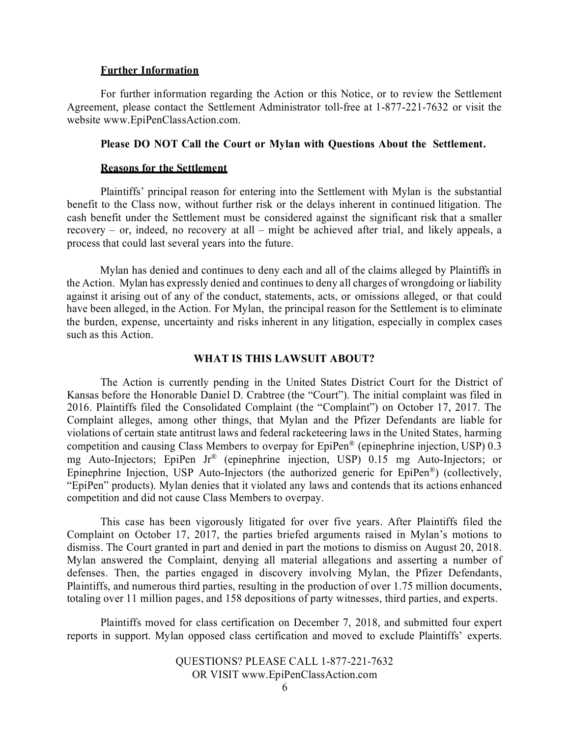**Further Information**

For further information regarding the Action or this Notice, or to review the Settlement Agreement, please contact the Settlement Administrator toll-free at 1-877-221-7632 or visit the website www.EpiPenClassAction.com.

**Please DO NOT Call the Court or Mylan with Questions About the Settlement.**

**Reasons for the Settlement**

Plaintiffs' principal reason for entering into the Settlement with Mylan is the substantial benefit to the Class now, without further risk or the delays inherent in continued litigation. The cash benefit under the Settlement must be considered against the significant risk that a smaller recovery – or, indeed, no recovery at all – might be achieved after trial, and likely appeals, a process that could last several years into the future.

Mylan has denied and continues to deny each and all of the claims alleged by Plaintiffs in the Action. Mylan has expressly denied and continues to deny all charges of wrongdoing or liability against it arising out of any of the conduct, statements, acts, or omissions alleged, or that could have been alleged, in the Action. For Mylan, the principal reason for the Settlement is to eliminate the burden, expense, uncertainty and risks inherent in any litigation, especially in complex cases such as this Action.

## WHAT IS THIS LAWSUIT ABOUT?

The Action is currently pending in the United States District Court for the District of Kansas before the Honorable Daniel D. Crabtree (the "Court"). The initial complaint was filed in 2016. Plaintiffs filed the Consolidated Complaint (the "Complaint") on October 17, 2017. The Complaint alleges, among other things, that Mylan and the Pfizer Defendants are liable for violations of certain state antitrust laws and federal racketeering laws in the United States, harming competition and causing Class Members to overpay for EpiPen® (epinephrine injection, USP) 0.3 mg Auto-Injectors; EpiPen Jr® (epinephrine injection, USP) 0.15 mg Auto-Injectors; or Epinephrine Injection, USP Auto-Injectors (the authorized generic for EpiPen®) (collectively, "EpiPen" products). Mylan denies that it violated any laws and contends that its actions enhanced competition and did not cause Class Members to overpay.

This case has been vigorously litigated for over five years. After Plaintiffs filed the Complaint on October 17, 2017, the parties briefed arguments raised in Mylan's motions to dismiss. The Court granted in part and denied in part the motions to dismiss on August 20, 2018. Mylan answered the Complaint, denying all material allegations and asserting a number of defenses. Then, the parties engaged in discovery involving Mylan, the Pfizer Defendants, Plaintiffs, and numerous third parties, resulting in the production of over 1.75 million documents, totaling over 11 million pages, and 158 depositions of party witnesses, third parties, and experts.

Plaintiffs moved for class certification on December 7, 2018, and submitted four expert reports in support. Mylan opposed class certification and moved to exclude Plaintiffs' experts.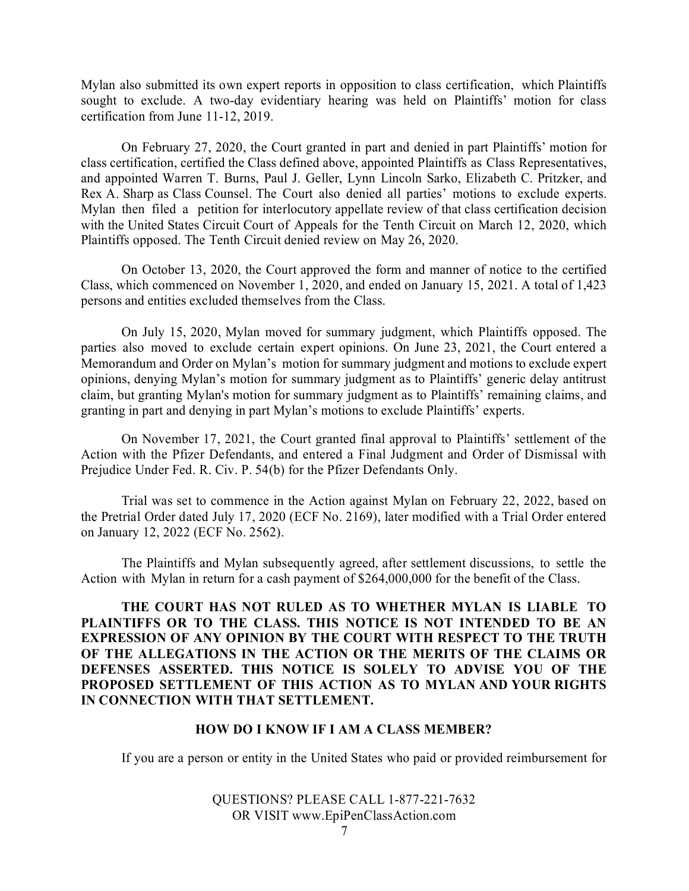Mylan also submitted its own expert reports in opposition to class certification, which Plaintiffs sought to exclude. A two-day evidentiary hearing was held on Plaintiffs' motion for class certification from June 11-12, 2019.

On February 27, 2020, the Court granted in part and denied in part Plaintiffs' motion for class certification, certified the Class defined above, appointed Plaintiffs as Class Representatives, and appointed Warren T. Burns, Paul J. Geller, Lynn Lincoln Sarko, Elizabeth C. Pritzker, and Rex A. Sharp as Class Counsel. The Court also denied all parties' motions to exclude experts. Mylan then filed a petition for interlocutory appellate review of that class certification decision with the United States Circuit Court of Appeals for the Tenth Circuit on March 12, 2020, which Plaintiffs opposed. The Tenth Circuit denied review on May 26, 2020.

On October 13, 2020, the Court approved the form and manner of notice to the certified Class, which commenced on November 1, 2020, and ended on January 15, 2021. A total of 1,423 persons and entities excluded themselves from the Class.

On July 15, 2020, Mylan moved for summary judgment, which Plaintiffs opposed. The parties also moved to exclude certain expert opinions. On June 23, 2021, the Court entered a Memorandum and Order on Mylan's motion for summary judgment and motions to exclude expert opinions, denying Mylan's motion for summary judgment as to Plaintiffs' generic delay antitrust claim, but granting Mylan's motion for summary judgment as to Plaintiffs' remaining claims, and granting in part and denying in part Mylan's motions to exclude Plaintiffs' experts.

On November 17, 2021, the Court granted final approval to Plaintiffs' settlement of the Action with the Pfizer Defendants, and entered a Final Judgment and Order of Dismissal with Prejudice Under Fed. R. Civ. P. 54(b) for the Pfizer Defendants Only.

Trial was set to commence in the Action against Mylan on February 22, 2022, based on the Pretrial Order dated July 17, 2020 (ECF No. 2169), later modified with a Trial Order entered on January 12, 2022 (ECF No. 2562).

The Plaintiffs and Mylan subsequently agreed, after settlement discussions, to settle the Action with Mylan in return for a cash payment of $264,000,000 for the benefit of the Class.

**THE COURT HAS NOT RULED AS TO WHETHER MYLAN IS LIABLE TO PLAINTIFFS OR TO THE CLASS. THIS NOTICE IS NOT INTENDED TO BE AN EXPRESSION OF ANY OPINION BY THE COURT WITH RESPECT TO THE TRUTH OF THE ALLEGATIONS IN THE ACTION OR THE MERITS OF THE CLAIMS OR DEFENSES ASSERTED. THIS NOTICE IS SOLELY TO ADVISE YOU OF THE PROPOSED SETTLEMENT OF THIS ACTION AS TO MYLAN AND YOUR RIGHTS IN CONNECTION WITH THAT SETTLEMENT.**

## HOW DO I KNOW IF I AM A CLASS MEMBER?

If you are a person or entity in the United States who paid or provided reimbursement for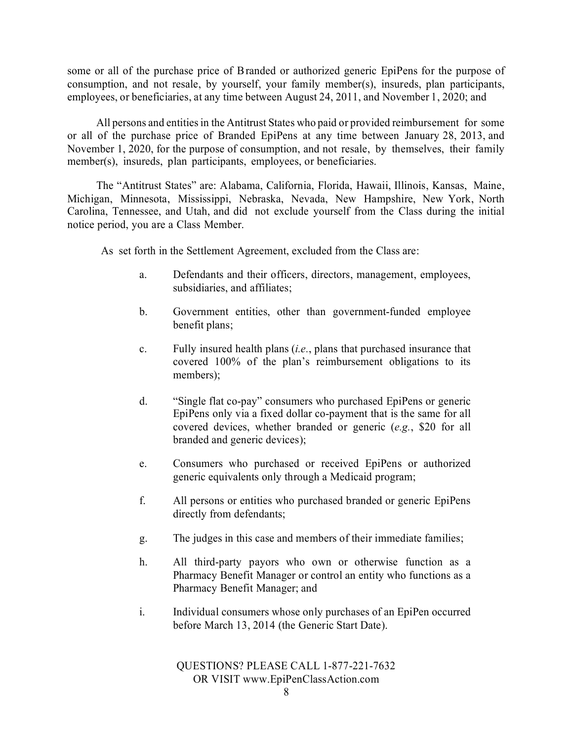some or all of the purchase price of Branded or authorized generic EpiPens for the purpose of consumption, and not resale, by yourself, your family member(s), insureds, plan participants, employees, or beneficiaries, at any time between August 24, 2011, and November 1, 2020; and

All persons and entities in the Antitrust States who paid or provided reimbursement for some or all of the purchase price of Branded EpiPens at any time between January 28, 2013, and November 1, 2020, for the purpose of consumption, and not resale, by themselves, their family member(s), insureds, plan participants, employees, or beneficiaries.

The "Antitrust States" are: Alabama, California, Florida, Hawaii, Illinois, Kansas, Maine, Michigan, Minnesota, Mississippi, Nebraska, Nevada, New Hampshire, New York, North Carolina, Tennessee, and Utah, and did not exclude yourself from the Class during the initial notice period, you are a Class Member.

As set forth in the Settlement Agreement, excluded from the Class are:

a. Defendants and their officers, directors, management, employees, subsidiaries, and affiliates;

b. Government entities, other than government-funded employee benefit plans;

c. Fully insured health plans (*i.e.*, plans that purchased insurance that covered 100% of the plan's reimbursement obligations to its members);

d. "Single flat co-pay" consumers who purchased EpiPens or generic EpiPens only via a fixed dollar co-payment that is the same for all covered devices, whether branded or generic (*e.g.*, $20 for all branded and generic devices);

e. Consumers who purchased or received EpiPens or authorized generic equivalents only through a Medicaid program;

f. All persons or entities who purchased branded or generic EpiPens directly from defendants;

g. The judges in this case and members of their immediate families;

h. All third-party payors who own or otherwise function as a Pharmacy Benefit Manager or control an entity who functions as a Pharmacy Benefit Manager; and

i. Individual consumers whose only purchases of an EpiPen occurred before March 13, 2014 (the Generic Start Date).

QUESTIONS? PLEASE CALL 1-877-221-7632
OR VISIT www.EpiPenClassAction.com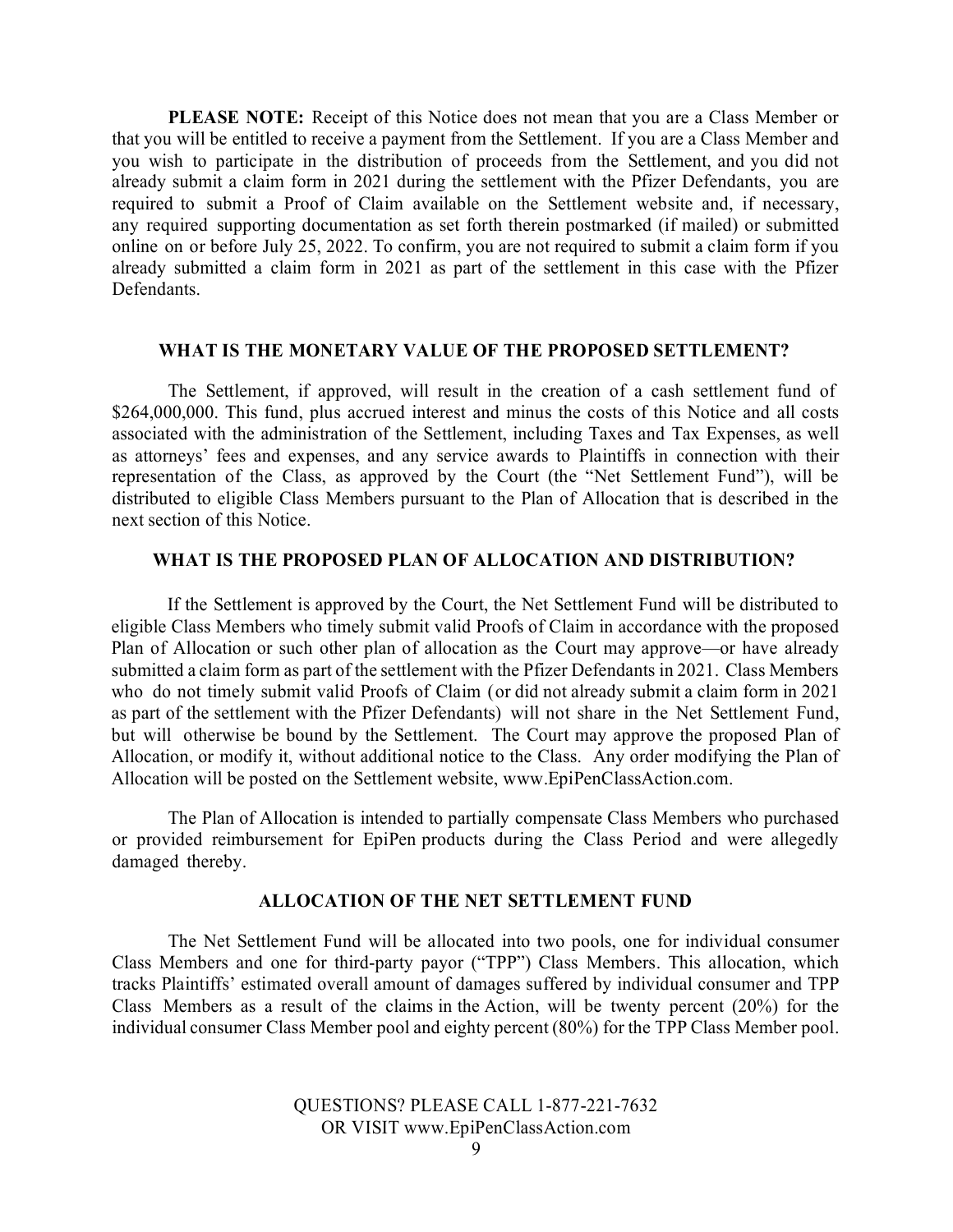**PLEASE NOTE:** Receipt of this Notice does not mean that you are a Class Member or that you will be entitled to receive a payment from the Settlement. If you are a Class Member and you wish to participate in the distribution of proceeds from the Settlement, and you did not already submit a claim form in 2021 during the settlement with the Pfizer Defendants, you are required to submit a Proof of Claim available on the Settlement website and, if necessary, any required supporting documentation as set forth therein postmarked (if mailed) or submitted online on or before July 25, 2022. To confirm, you are not required to submit a claim form if you already submitted a claim form in 2021 as part of the settlement in this case with the Pfizer Defendants.

## WHAT IS THE MONETARY VALUE OF THE PROPOSED SETTLEMENT?

The Settlement, if approved, will result in the creation of a cash settlement fund of $264,000,000. This fund, plus accrued interest and minus the costs of this Notice and all costs associated with the administration of the Settlement, including Taxes and Tax Expenses, as well as attorneys' fees and expenses, and any service awards to Plaintiffs in connection with their representation of the Class, as approved by the Court (the "Net Settlement Fund"), will be distributed to eligible Class Members pursuant to the Plan of Allocation that is described in the next section of this Notice.

## WHAT IS THE PROPOSED PLAN OF ALLOCATION AND DISTRIBUTION?

If the Settlement is approved by the Court, the Net Settlement Fund will be distributed to eligible Class Members who timely submit valid Proofs of Claim in accordance with the proposed Plan of Allocation or such other plan of allocation as the Court may approve—or have already submitted a claim form as part of the settlement with the Pfizer Defendants in 2021. Class Members who do not timely submit valid Proofs of Claim (or did not already submit a claim form in 2021 as part of the settlement with the Pfizer Defendants) will not share in the Net Settlement Fund, but will otherwise be bound by the Settlement. The Court may approve the proposed Plan of Allocation, or modify it, without additional notice to the Class. Any order modifying the Plan of Allocation will be posted on the Settlement website, www.EpiPenClassAction.com.

The Plan of Allocation is intended to partially compensate Class Members who purchased or provided reimbursement for EpiPen products during the Class Period and were allegedly damaged thereby.

## ALLOCATION OF THE NET SETTLEMENT FUND

The Net Settlement Fund will be allocated into two pools, one for individual consumer Class Members and one for third-party payor ("TPP") Class Members. This allocation, which tracks Plaintiffs' estimated overall amount of damages suffered by individual consumer and TPP Class Members as a result of the claims in the Action, will be twenty percent (20%) for the individual consumer Class Member pool and eighty percent (80%) for the TPP Class Member pool.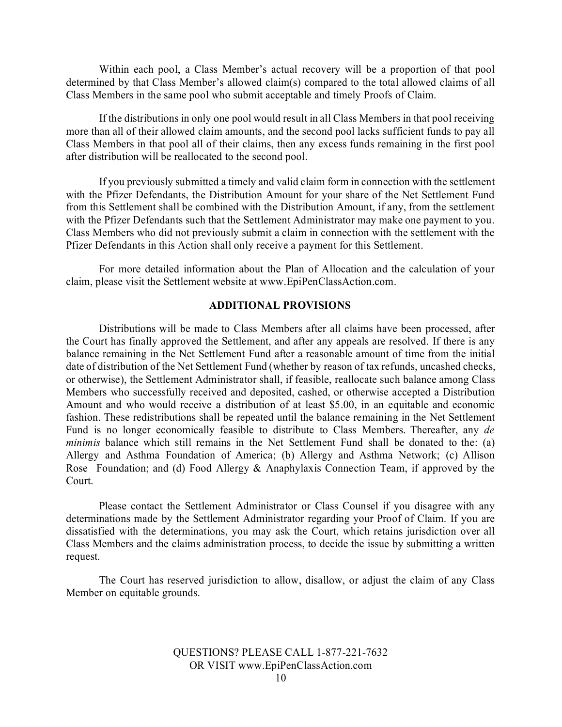Within each pool, a Class Member's actual recovery will be a proportion of that pool determined by that Class Member's allowed claim(s) compared to the total allowed claims of all Class Members in the same pool who submit acceptable and timely Proofs of Claim.

If the distributions in only one pool would result in all Class Members in that pool receiving more than all of their allowed claim amounts, and the second pool lacks sufficient funds to pay all Class Members in that pool all of their claims, then any excess funds remaining in the first pool after distribution will be reallocated to the second pool.

If you previously submitted a timely and valid claim form in connection with the settlement with the Pfizer Defendants, the Distribution Amount for your share of the Net Settlement Fund from this Settlement shall be combined with the Distribution Amount, if any, from the settlement with the Pfizer Defendants such that the Settlement Administrator may make one payment to you. Class Members who did not previously submit a claim in connection with the settlement with the Pfizer Defendants in this Action shall only receive a payment for this Settlement.

For more detailed information about the Plan of Allocation and the calculation of your claim, please visit the Settlement website at www.EpiPenClassAction.com.

## ADDITIONAL PROVISIONS

Distributions will be made to Class Members after all claims have been processed, after the Court has finally approved the Settlement, and after any appeals are resolved. If there is any balance remaining in the Net Settlement Fund after a reasonable amount of time from the initial date of distribution of the Net Settlement Fund (whether by reason of tax refunds, uncashed checks, or otherwise), the Settlement Administrator shall, if feasible, reallocate such balance among Class Members who successfully received and deposited, cashed, or otherwise accepted a Distribution Amount and who would receive a distribution of at least $5.00, in an equitable and economic fashion. These redistributions shall be repeated until the balance remaining in the Net Settlement Fund is no longer economically feasible to distribute to Class Members. Thereafter, any *de minimis* balance which still remains in the Net Settlement Fund shall be donated to the: (a) Allergy and Asthma Foundation of America; (b) Allergy and Asthma Network; (c) Allison Rose Foundation; and (d) Food Allergy & Anaphylaxis Connection Team, if approved by the Court.

Please contact the Settlement Administrator or Class Counsel if you disagree with any determinations made by the Settlement Administrator regarding your Proof of Claim. If you are dissatisfied with the determinations, you may ask the Court, which retains jurisdiction over all Class Members and the claims administration process, to decide the issue by submitting a written request.

The Court has reserved jurisdiction to allow, disallow, or adjust the claim of any Class Member on equitable grounds.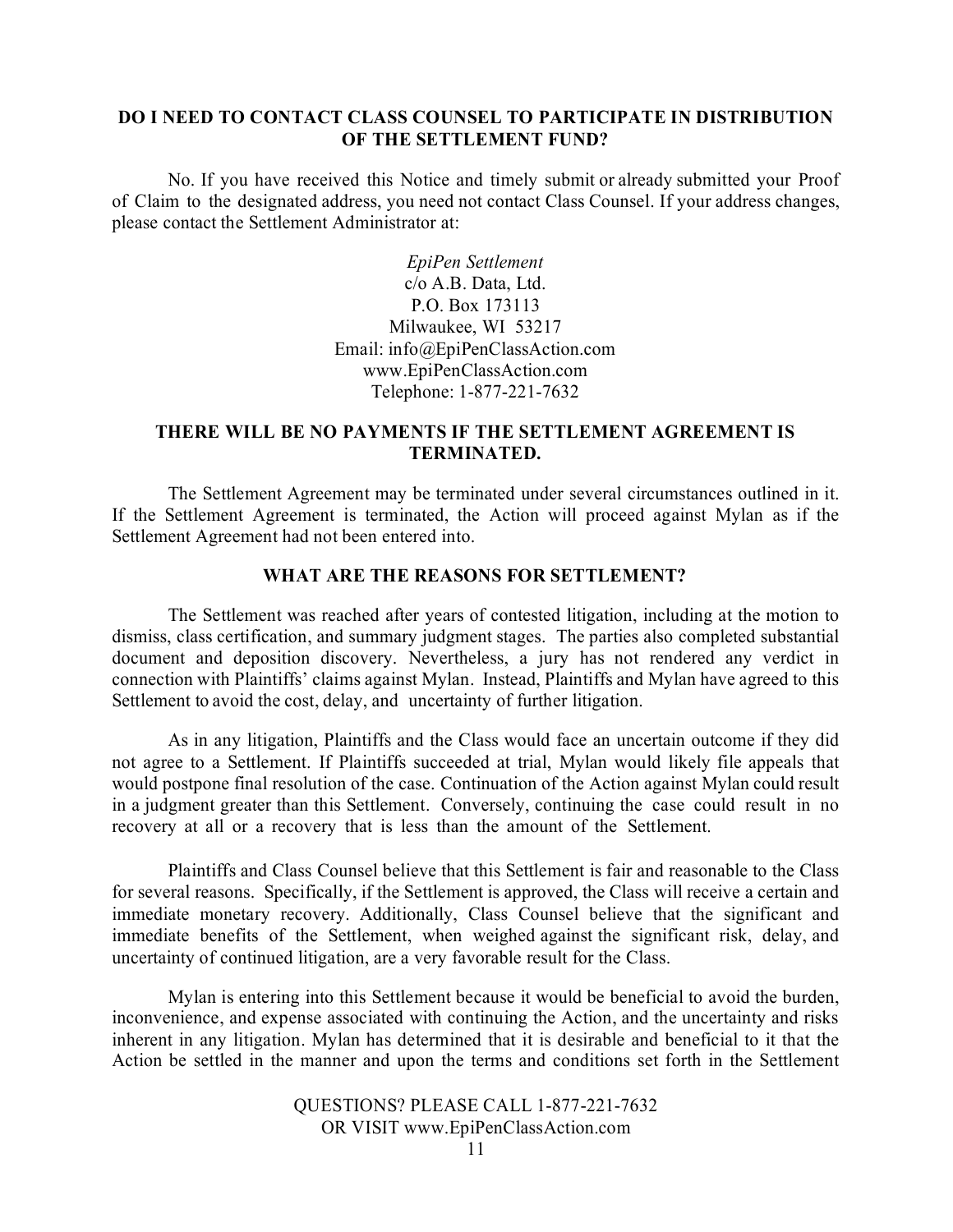## DO I NEED TO CONTACT CLASS COUNSEL TO PARTICIPATE IN DISTRIBUTION OF THE SETTLEMENT FUND?

No. If you have received this Notice and timely submit or already submitted your Proof of Claim to the designated address, you need not contact Class Counsel. If your address changes, please contact the Settlement Administrator at:

*EpiPen Settlement*
c/o A.B. Data, Ltd.
P.O. Box 173113
Milwaukee, WI 53217
Email: info@EpiPenClassAction.com
www.EpiPenClassAction.com
Telephone: 1-877-221-7632

## THERE WILL BE NO PAYMENTS IF THE SETTLEMENT AGREEMENT IS TERMINATED.

The Settlement Agreement may be terminated under several circumstances outlined in it. If the Settlement Agreement is terminated, the Action will proceed against Mylan as if the Settlement Agreement had not been entered into.

## WHAT ARE THE REASONS FOR SETTLEMENT?

The Settlement was reached after years of contested litigation, including at the motion to dismiss, class certification, and summary judgment stages. The parties also completed substantial document and deposition discovery. Nevertheless, a jury has not rendered any verdict in connection with Plaintiffs' claims against Mylan. Instead, Plaintiffs and Mylan have agreed to this Settlement to avoid the cost, delay, and uncertainty of further litigation.

As in any litigation, Plaintiffs and the Class would face an uncertain outcome if they did not agree to a Settlement. If Plaintiffs succeeded at trial, Mylan would likely file appeals that would postpone final resolution of the case. Continuation of the Action against Mylan could result in a judgment greater than this Settlement. Conversely, continuing the case could result in no recovery at all or a recovery that is less than the amount of the Settlement.

Plaintiffs and Class Counsel believe that this Settlement is fair and reasonable to the Class for several reasons. Specifically, if the Settlement is approved, the Class will receive a certain and immediate monetary recovery. Additionally, Class Counsel believe that the significant and immediate benefits of the Settlement, when weighed against the significant risk, delay, and uncertainty of continued litigation, are a very favorable result for the Class.

Mylan is entering into this Settlement because it would be beneficial to avoid the burden, inconvenience, and expense associated with continuing the Action, and the uncertainty and risks inherent in any litigation. Mylan has determined that it is desirable and beneficial to it that the Action be settled in the manner and upon the terms and conditions set forth in the Settlement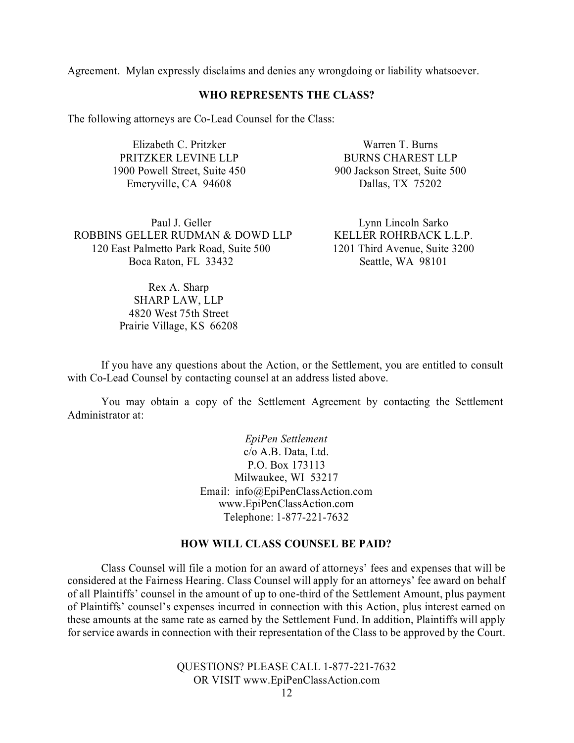Agreement. Mylan expressly disclaims and denies any wrongdoing or liability whatsoever.

## WHO REPRESENTS THE CLASS?

The following attorneys are Co-Lead Counsel for the Class:

Elizabeth C. Pritzker
PRITZKER LEVINE LLP
1900 Powell Street, Suite 450
Emeryville, CA 94608

Warren T. Burns
BURNS CHAREST LLP
900 Jackson Street, Suite 500
Dallas, TX 75202

Paul J. Geller
ROBBINS GELLER RUDMAN & DOWD LLP
120 East Palmetto Park Road, Suite 500
Boca Raton, FL 33432

Lynn Lincoln Sarko
KELLER ROHRBACK L.L.P.
1201 Third Avenue, Suite 3200
Seattle, WA 98101

Rex A. Sharp
SHARP LAW, LLP
4820 West 75th Street
Prairie Village, KS 66208

If you have any questions about the Action, or the Settlement, you are entitled to consult with Co-Lead Counsel by contacting counsel at an address listed above.

You may obtain a copy of the Settlement Agreement by contacting the Settlement Administrator at:

*EpiPen Settlement*
c/o A.B. Data, Ltd.
P.O. Box 173113
Milwaukee, WI 53217
Email: info@EpiPenClassAction.com
www.EpiPenClassAction.com
Telephone: 1-877-221-7632

## HOW WILL CLASS COUNSEL BE PAID?

Class Counsel will file a motion for an award of attorneys' fees and expenses that will be considered at the Fairness Hearing. Class Counsel will apply for an attorneys' fee award on behalf of all Plaintiffs' counsel in the amount of up to one-third of the Settlement Amount, plus payment of Plaintiffs' counsel's expenses incurred in connection with this Action, plus interest earned on these amounts at the same rate as earned by the Settlement Fund. In addition, Plaintiffs will apply for service awards in connection with their representation of the Class to be approved by the Court.

QUESTIONS? PLEASE CALL 1-877-221-7632
OR VISIT www.EpiPenClassAction.com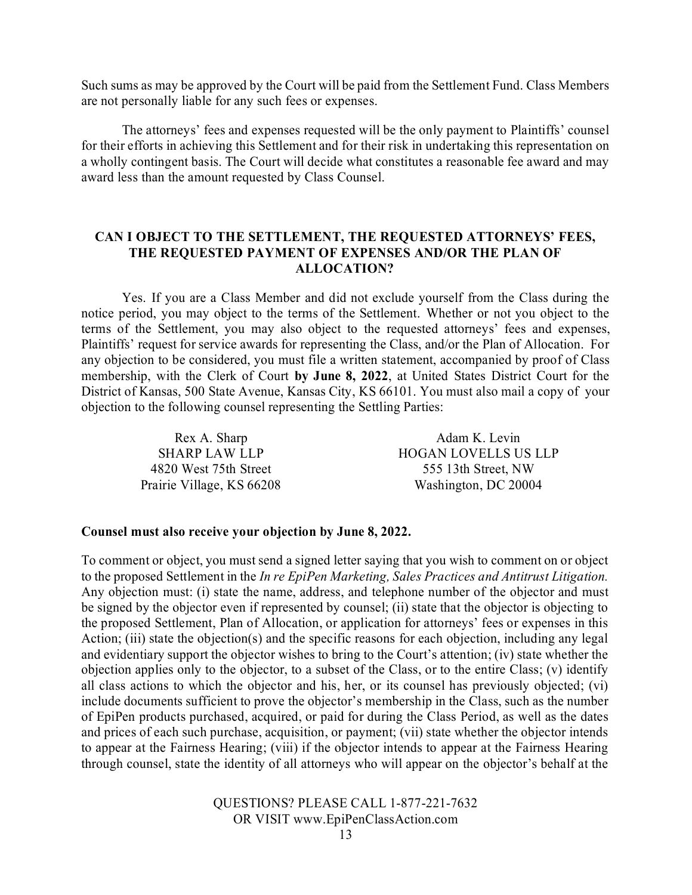Such sums as may be approved by the Court will be paid from the Settlement Fund. Class Members are not personally liable for any such fees or expenses.

The attorneys' fees and expenses requested will be the only payment to Plaintiffs' counsel for their efforts in achieving this Settlement and for their risk in undertaking this representation on a wholly contingent basis. The Court will decide what constitutes a reasonable fee award and may award less than the amount requested by Class Counsel.

## CAN I OBJECT TO THE SETTLEMENT, THE REQUESTED ATTORNEYS' FEES, THE REQUESTED PAYMENT OF EXPENSES AND/OR THE PLAN OF ALLOCATION?

Yes. If you are a Class Member and did not exclude yourself from the Class during the notice period, you may object to the terms of the Settlement. Whether or not you object to the terms of the Settlement, you may also object to the requested attorneys' fees and expenses, Plaintiffs' request for service awards for representing the Class, and/or the Plan of Allocation. For any objection to be considered, you must file a written statement, accompanied by proof of Class membership, with the Clerk of Court **by June 8, 2022**, at United States District Court for the District of Kansas, 500 State Avenue, Kansas City, KS 66101. You must also mail a copy of your objection to the following counsel representing the Settling Parties:

Rex A. Sharp
SHARP LAW LLP
4820 West 75th Street
Prairie Village, KS 66208

Adam K. Levin
HOGAN LOVELLS US LLP
555 13th Street, NW
Washington, DC 20004

**Counsel must also receive your objection by June 8, 2022.**

To comment or object, you must send a signed letter saying that you wish to comment on or object to the proposed Settlement in the *In re EpiPen Marketing, Sales Practices and Antitrust Litigation.* Any objection must: (i) state the name, address, and telephone number of the objector and must be signed by the objector even if represented by counsel; (ii) state that the objector is objecting to the proposed Settlement, Plan of Allocation, or application for attorneys' fees or expenses in this Action; (iii) state the objection(s) and the specific reasons for each objection, including any legal and evidentiary support the objector wishes to bring to the Court's attention; (iv) state whether the objection applies only to the objector, to a subset of the Class, or to the entire Class; (v) identify all class actions to which the objector and his, her, or its counsel has previously objected; (vi) include documents sufficient to prove the objector's membership in the Class, such as the number of EpiPen products purchased, acquired, or paid for during the Class Period, as well as the dates and prices of each such purchase, acquisition, or payment; (vii) state whether the objector intends to appear at the Fairness Hearing; (viii) if the objector intends to appear at the Fairness Hearing through counsel, state the identity of all attorneys who will appear on the objector's behalf at the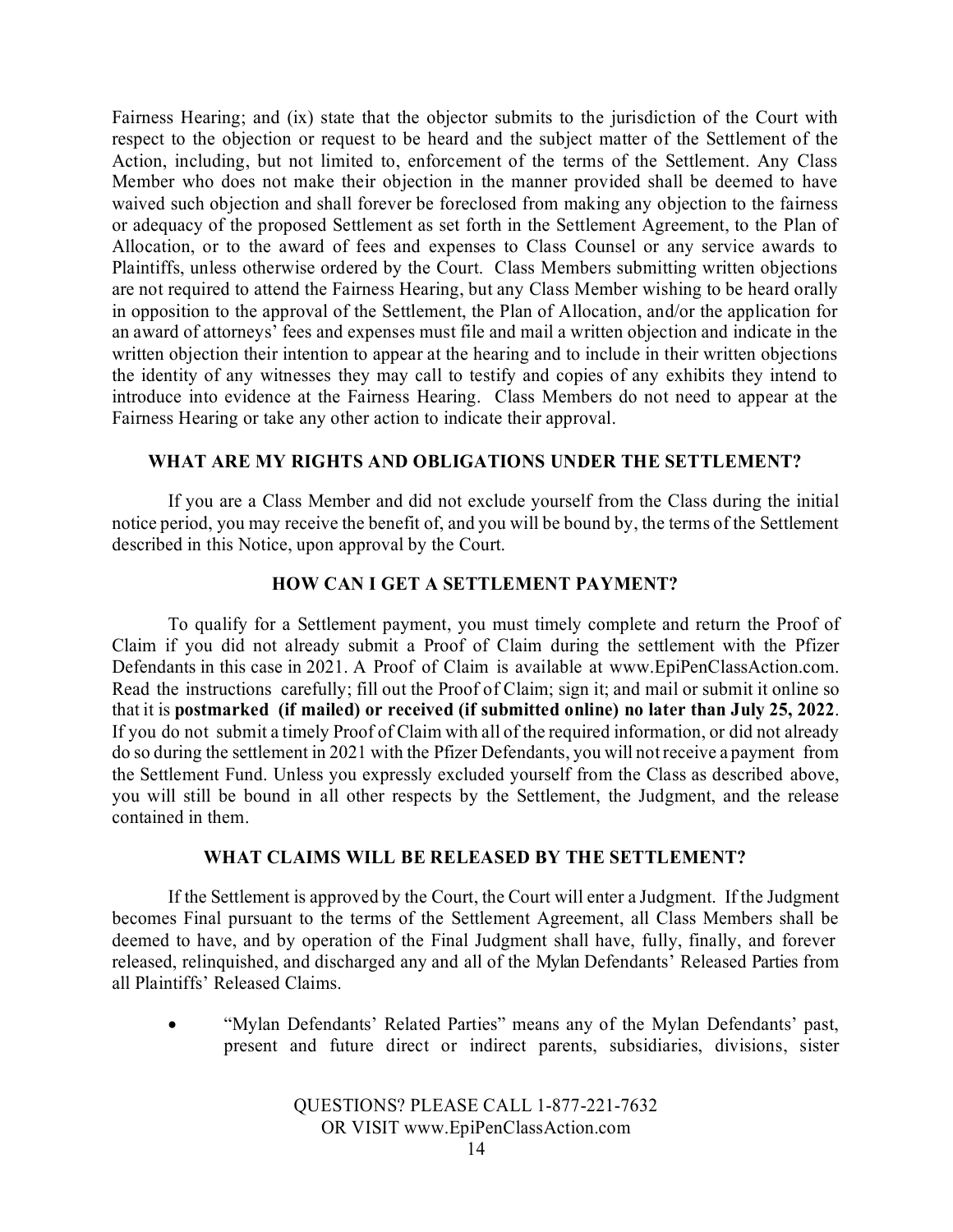Fairness Hearing; and (ix) state that the objector submits to the jurisdiction of the Court with respect to the objection or request to be heard and the subject matter of the Settlement of the Action, including, but not limited to, enforcement of the terms of the Settlement. Any Class Member who does not make their objection in the manner provided shall be deemed to have waived such objection and shall forever be foreclosed from making any objection to the fairness or adequacy of the proposed Settlement as set forth in the Settlement Agreement, to the Plan of Allocation, or to the award of fees and expenses to Class Counsel or any service awards to Plaintiffs, unless otherwise ordered by the Court. Class Members submitting written objections are not required to attend the Fairness Hearing, but any Class Member wishing to be heard orally in opposition to the approval of the Settlement, the Plan of Allocation, and/or the application for an award of attorneys' fees and expenses must file and mail a written objection and indicate in the written objection their intention to appear at the hearing and to include in their written objections the identity of any witnesses they may call to testify and copies of any exhibits they intend to introduce into evidence at the Fairness Hearing. Class Members do not need to appear at the Fairness Hearing or take any other action to indicate their approval.

## WHAT ARE MY RIGHTS AND OBLIGATIONS UNDER THE SETTLEMENT?

If you are a Class Member and did not exclude yourself from the Class during the initial notice period, you may receive the benefit of, and you will be bound by, the terms of the Settlement described in this Notice, upon approval by the Court.

## HOW CAN I GET A SETTLEMENT PAYMENT?

To qualify for a Settlement payment, you must timely complete and return the Proof of Claim if you did not already submit a Proof of Claim during the settlement with the Pfizer Defendants in this case in 2021. A Proof of Claim is available at www.EpiPenClassAction.com. Read the instructions carefully; fill out the Proof of Claim; sign it; and mail or submit it online so that it is **postmarked (if mailed) or received (if submitted online) no later than July 25, 2022**. If you do not submit a timely Proof of Claim with all of the required information, or did not already do so during the settlement in 2021 with the Pfizer Defendants, you will not receive a payment from the Settlement Fund. Unless you expressly excluded yourself from the Class as described above, you will still be bound in all other respects by the Settlement, the Judgment, and the release contained in them.

## WHAT CLAIMS WILL BE RELEASED BY THE SETTLEMENT?

If the Settlement is approved by the Court, the Court will enter a Judgment. If the Judgment becomes Final pursuant to the terms of the Settlement Agreement, all Class Members shall be deemed to have, and by operation of the Final Judgment shall have, fully, finally, and forever released, relinquished, and discharged any and all of the Mylan Defendants' Released Parties from all Plaintiffs' Released Claims.

- "Mylan Defendants' Related Parties" means any of the Mylan Defendants' past, present and future direct or indirect parents, subsidiaries, divisions, sister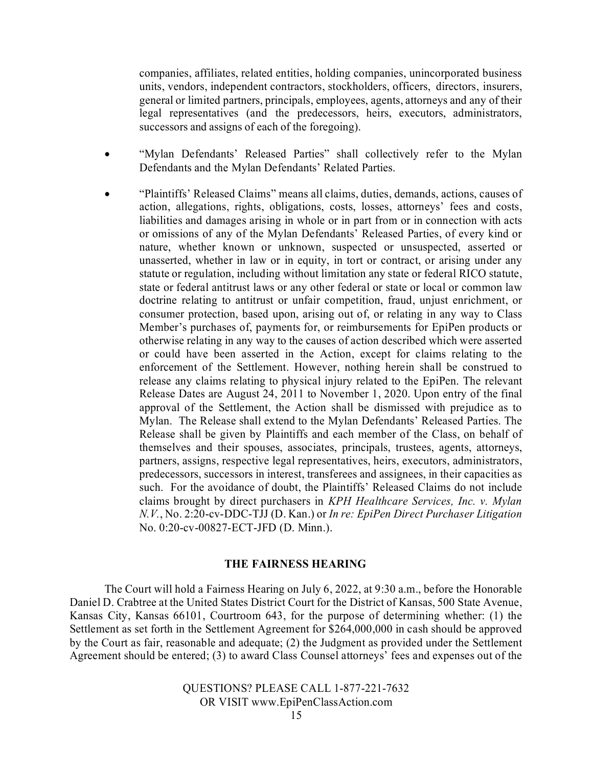companies, affiliates, related entities, holding companies, unincorporated business units, vendors, independent contractors, stockholders, officers, directors, insurers, general or limited partners, principals, employees, agents, attorneys and any of their legal representatives (and the predecessors, heirs, executors, administrators, successors and assigns of each of the foregoing).

- "Mylan Defendants' Released Parties" shall collectively refer to the Mylan Defendants and the Mylan Defendants' Related Parties.
- "Plaintiffs' Released Claims" means all claims, duties, demands, actions, causes of action, allegations, rights, obligations, costs, losses, attorneys' fees and costs, liabilities and damages arising in whole or in part from or in connection with acts or omissions of any of the Mylan Defendants' Released Parties, of every kind or nature, whether known or unknown, suspected or unsuspected, asserted or unasserted, whether in law or in equity, in tort or contract, or arising under any statute or regulation, including without limitation any state or federal RICO statute, state or federal antitrust laws or any other federal or state or local or common law doctrine relating to antitrust or unfair competition, fraud, unjust enrichment, or consumer protection, based upon, arising out of, or relating in any way to Class Member's purchases of, payments for, or reimbursements for EpiPen products or otherwise relating in any way to the causes of action described which were asserted or could have been asserted in the Action, except for claims relating to the enforcement of the Settlement. However, nothing herein shall be construed to release any claims relating to physical injury related to the EpiPen. The relevant Release Dates are August 24, 2011 to November 1, 2020. Upon entry of the final approval of the Settlement, the Action shall be dismissed with prejudice as to Mylan. The Release shall extend to the Mylan Defendants' Released Parties. The Release shall be given by Plaintiffs and each member of the Class, on behalf of themselves and their spouses, associates, principals, trustees, agents, attorneys, partners, assigns, respective legal representatives, heirs, executors, administrators, predecessors, successors in interest, transferees and assignees, in their capacities as such. For the avoidance of doubt, the Plaintiffs' Released Claims do not include claims brought by direct purchasers in *KPH Healthcare Services, Inc. v. Mylan N.V.*, No. 2:20-cv-DDC-TJJ (D. Kan.) or *In re: EpiPen Direct Purchaser Litigation* No. 0:20-cv-00827-ECT-JFD (D. Minn.).

## THE FAIRNESS HEARING

The Court will hold a Fairness Hearing on July 6, 2022, at 9:30 a.m., before the Honorable Daniel D. Crabtree at the United States District Court for the District of Kansas, 500 State Avenue, Kansas City, Kansas 66101, Courtroom 643, for the purpose of determining whether: (1) the Settlement as set forth in the Settlement Agreement for $264,000,000 in cash should be approved by the Court as fair, reasonable and adequate; (2) the Judgment as provided under the Settlement Agreement should be entered; (3) to award Class Counsel attorneys' fees and expenses out of the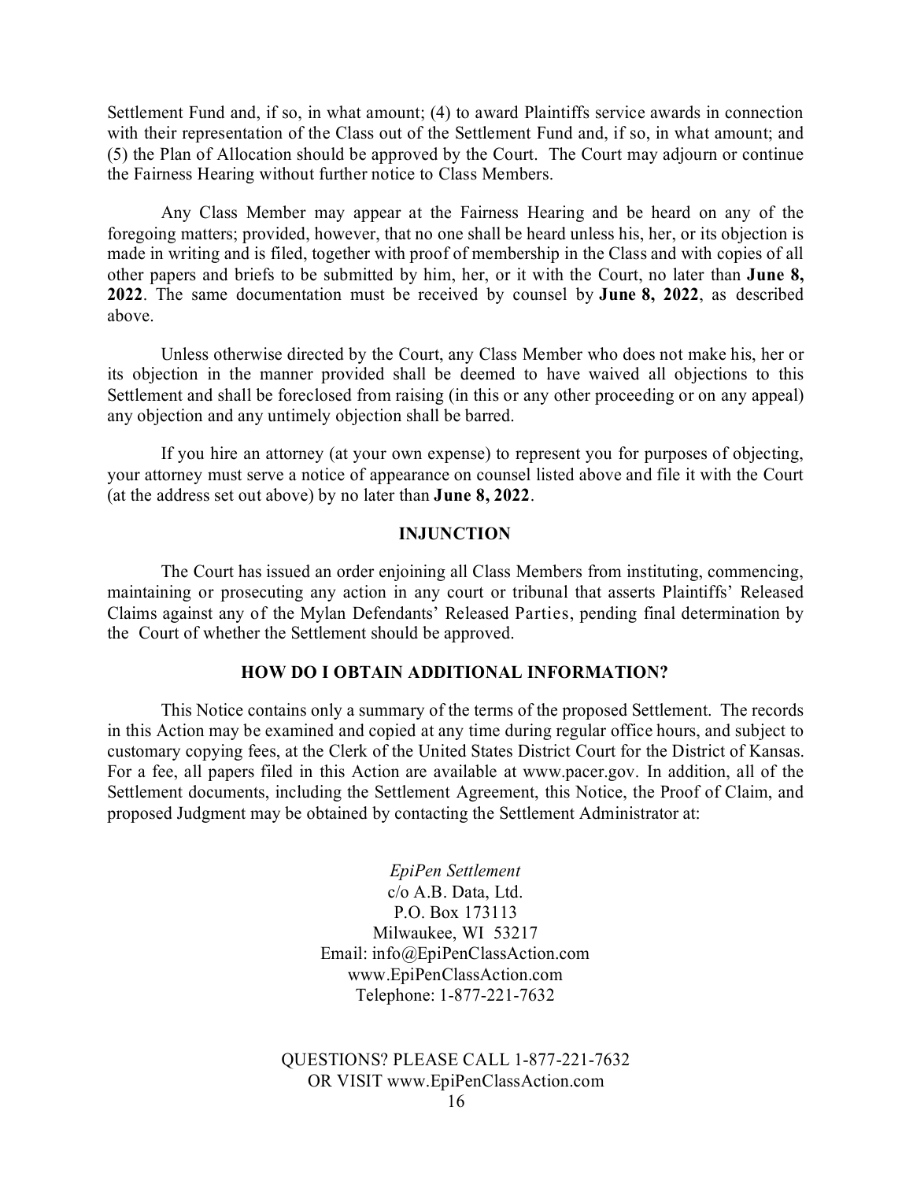Settlement Fund and, if so, in what amount; (4) to award Plaintiffs service awards in connection with their representation of the Class out of the Settlement Fund and, if so, in what amount; and (5) the Plan of Allocation should be approved by the Court. The Court may adjourn or continue the Fairness Hearing without further notice to Class Members.

Any Class Member may appear at the Fairness Hearing and be heard on any of the foregoing matters; provided, however, that no one shall be heard unless his, her, or its objection is made in writing and is filed, together with proof of membership in the Class and with copies of all other papers and briefs to be submitted by him, her, or it with the Court, no later than **June 8, 2022**. The same documentation must be received by counsel by **June 8, 2022**, as described above.

Unless otherwise directed by the Court, any Class Member who does not make his, her or its objection in the manner provided shall be deemed to have waived all objections to this Settlement and shall be foreclosed from raising (in this or any other proceeding or on any appeal) any objection and any untimely objection shall be barred.

If you hire an attorney (at your own expense) to represent you for purposes of objecting, your attorney must serve a notice of appearance on counsel listed above and file it with the Court (at the address set out above) by no later than **June 8, 2022**.

## INJUNCTION

The Court has issued an order enjoining all Class Members from instituting, commencing, maintaining or prosecuting any action in any court or tribunal that asserts Plaintiffs' Released Claims against any of the Mylan Defendants' Released Parties, pending final determination by the Court of whether the Settlement should be approved.

## HOW DO I OBTAIN ADDITIONAL INFORMATION?

This Notice contains only a summary of the terms of the proposed Settlement. The records in this Action may be examined and copied at any time during regular office hours, and subject to customary copying fees, at the Clerk of the United States District Court for the District of Kansas. For a fee, all papers filed in this Action are available at www.pacer.gov. In addition, all of the Settlement documents, including the Settlement Agreement, this Notice, the Proof of Claim, and proposed Judgment may be obtained by contacting the Settlement Administrator at:

*EpiPen Settlement*
c/o A.B. Data, Ltd.
P.O. Box 173113
Milwaukee, WI 53217
Email: info@EpiPenClassAction.com
www.EpiPenClassAction.com
Telephone: 1-877-221-7632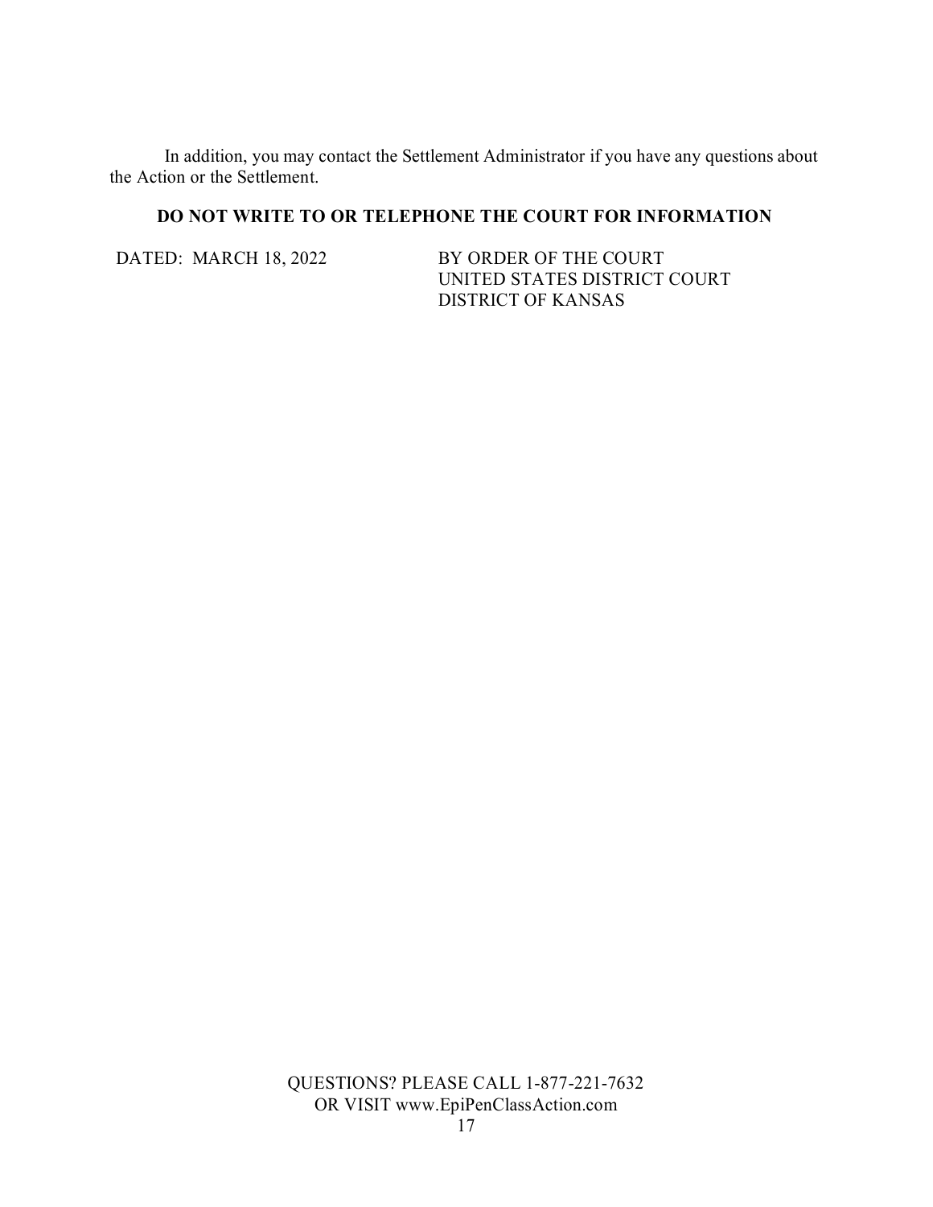In addition, you may contact the Settlement Administrator if you have any questions about the Action or the Settlement.

**DO NOT WRITE TO OR TELEPHONE THE COURT FOR INFORMATION**

DATED: MARCH 18, 2022

BY ORDER OF THE COURT
UNITED STATES DISTRICT COURT
DISTRICT OF KANSAS